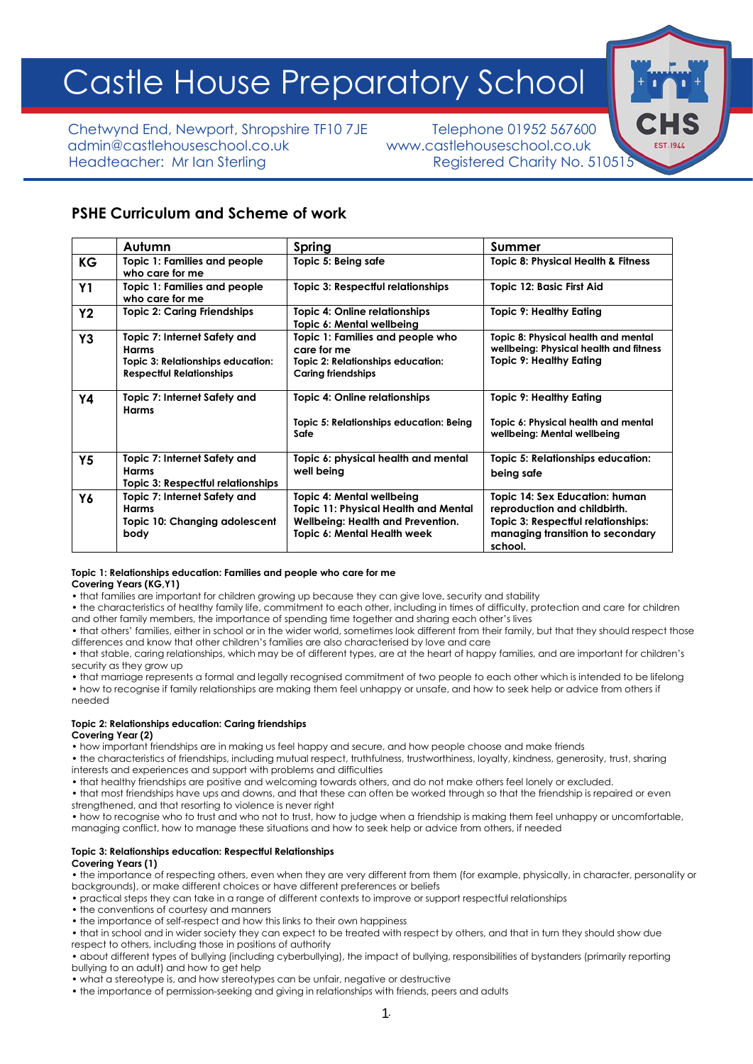# Castle House Preparatory School

Chetwynd End, Newport, Shropshire TF10 7JE
admin@castlehouseschool.co.uk
Headteacher: Mr Ian Sterling

Telephone 01952 567600
www.castlehouseschool.co.uk
Registered Charity No. 510515

CHS EST. 1944

## PSHE Curriculum and Scheme of work

| | Autumn | Spring | Summer |
|---|---|---|---|
| KG | Topic 1: Families and people who care for me | Topic 5: Being safe | Topic 8: Physical Health & Fitness |
| Y1 | Topic 1: Families and people who care for me | Topic 3: Respectful relationships | Topic 12: Basic First Aid |
| Y2 | Topic 2: Caring Friendships | Topic 4: Online relationships<br>Topic 6: Mental wellbeing | Topic 9: Healthy Eating |
| Y3 | Topic 7: Internet Safety and Harms<br>Topic 3: Relationships education: Respectful Relationships | Topic 1: Families and people who care for me<br>Topic 2: Relationships education: Caring friendships | Topic 8: Physical health and mental wellbeing: Physical health and fitness<br>Topic 9: Healthy Eating |
| Y4 | Topic 7: Internet Safety and Harms | Topic 4: Online relationships<br>Topic 5: Relationships education: Being Safe | Topic 9: Healthy Eating<br>Topic 6: Physical health and mental wellbeing: Mental wellbeing |
| Y5 | Topic 7: Internet Safety and Harms<br>Topic 3: Respectful relationships | Topic 6: physical health and mental well being | Topic 5: Relationships education: being safe |
| Y6 | Topic 7: Internet Safety and Harms<br>Topic 10: Changing adolescent body | Topic 4: Mental wellbeing<br>Topic 11: Physical Health and Mental Wellbeing: Health and Prevention.<br>Topic 6: Mental Health week | Topic 14: Sex Education: human reproduction and childbirth.<br>Topic 3: Respectful relationships: managing transition to secondary school. |

**Topic 1: Relationships education: Families and people who care for me**
**Covering Years (KG,Y1)**

- that families are important for children growing up because they can give love, security and stability
- the characteristics of healthy family life, commitment to each other, including in times of difficulty, protection and care for children and other family members, the importance of spending time together and sharing each other's lives
- that others' families, either in school or in the wider world, sometimes look different from their family, but that they should respect those differences and know that other children's families are also characterised by love and care
- that stable, caring relationships, which may be of different types, are at the heart of happy families, and are important for children's security as they grow up
- that marriage represents a formal and legally recognised commitment of two people to each other which is intended to be lifelong
- how to recognise if family relationships are making them feel unhappy or unsafe, and how to seek help or advice from others if needed

**Topic 2: Relationships education: Caring friendships**
**Covering Year (2)**

- how important friendships are in making us feel happy and secure, and how people choose and make friends
- the characteristics of friendships, including mutual respect, truthfulness, trustworthiness, loyalty, kindness, generosity, trust, sharing interests and experiences and support with problems and difficulties
- that healthy friendships are positive and welcoming towards others, and do not make others feel lonely or excluded.
- that most friendships have ups and downs, and that these can often be worked through so that the friendship is repaired or even strengthened, and that resorting to violence is never right
- how to recognise who to trust and who not to trust, how to judge when a friendship is making them feel unhappy or uncomfortable, managing conflict, how to manage these situations and how to seek help or advice from others, if needed

**Topic 3: Relationships education: Respectful Relationships**
**Covering Years (1)**

- the importance of respecting others, even when they are very different from them (for example, physically, in character, personality or backgrounds), or make different choices or have different preferences or beliefs
- practical steps they can take in a range of different contexts to improve or support respectful relationships
- the conventions of courtesy and manners
- the importance of self-respect and how this links to their own happiness
- that in school and in wider society they can expect to be treated with respect by others, and that in turn they should show due respect to others, including those in positions of authority
- about different types of bullying (including cyberbullying), the impact of bullying, responsibilities of bystanders (primarily reporting bullying to an adult) and how to get help
- what a stereotype is, and how stereotypes can be unfair, negative or destructive
- the importance of permission-seeking and giving in relationships with friends, peers and adults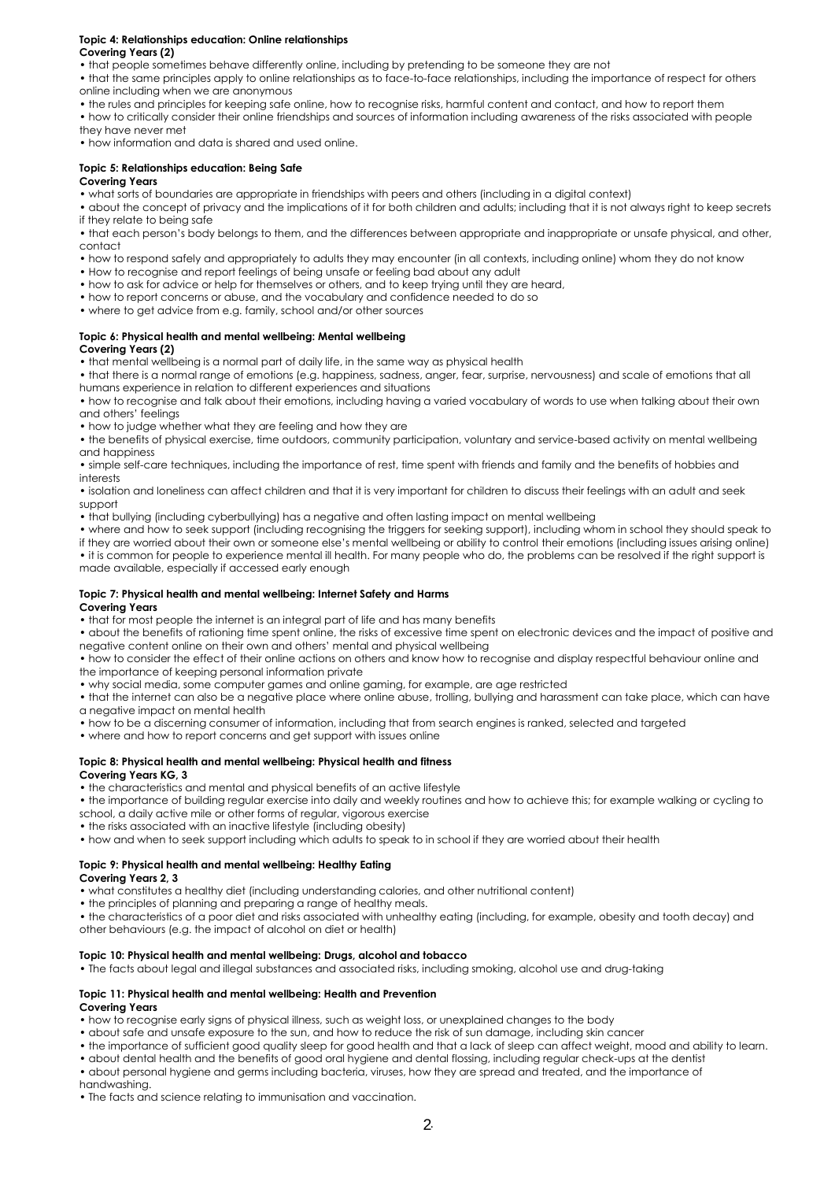#### Topic 4: Relationships education: Online relationships

**Covering Years (2)**

- that people sometimes behave differently online, including by pretending to be someone they are not
- that the same principles apply to online relationships as to face-to-face relationships, including the importance of respect for others online including when we are anonymous
- the rules and principles for keeping safe online, how to recognise risks, harmful content and contact, and how to report them
- how to critically consider their online friendships and sources of information including awareness of the risks associated with people they have never met
- how information and data is shared and used online.

#### Topic 5: Relationships education: Being Safe

**Covering Years**

- what sorts of boundaries are appropriate in friendships with peers and others (including in a digital context)
- about the concept of privacy and the implications of it for both children and adults; including that it is not always right to keep secrets if they relate to being safe
- that each person's body belongs to them, and the differences between appropriate and inappropriate or unsafe physical, and other, contact
- how to respond safely and appropriately to adults they may encounter (in all contexts, including online) whom they do not know
- How to recognise and report feelings of being unsafe or feeling bad about any adult
- how to ask for advice or help for themselves or others, and to keep trying until they are heard,
- how to report concerns or abuse, and the vocabulary and confidence needed to do so
- where to get advice from e.g. family, school and/or other sources

#### Topic 6: Physical health and mental wellbeing: Mental wellbeing

**Covering Years (2)**

- that mental wellbeing is a normal part of daily life, in the same way as physical health
- that there is a normal range of emotions (e.g. happiness, sadness, anger, fear, surprise, nervousness) and scale of emotions that all humans experience in relation to different experiences and situations
- how to recognise and talk about their emotions, including having a varied vocabulary of words to use when talking about their own and others' feelings
- how to judge whether what they are feeling and how they are
- the benefits of physical exercise, time outdoors, community participation, voluntary and service-based activity on mental wellbeing and happiness
- simple self-care techniques, including the importance of rest, time spent with friends and family and the benefits of hobbies and interests
- isolation and loneliness can affect children and that it is very important for children to discuss their feelings with an adult and seek support
- that bullying (including cyberbullying) has a negative and often lasting impact on mental wellbeing
- where and how to seek support (including recognising the triggers for seeking support), including whom in school they should speak to if they are worried about their own or someone else's mental wellbeing or ability to control their emotions (including issues arising online)
- it is common for people to experience mental ill health. For many people who do, the problems can be resolved if the right support is made available, especially if accessed early enough

#### Topic 7: Physical health and mental wellbeing: Internet Safety and Harms

**Covering Years**

- that for most people the internet is an integral part of life and has many benefits
- about the benefits of rationing time spent online, the risks of excessive time spent on electronic devices and the impact of positive and negative content online on their own and others' mental and physical wellbeing
- how to consider the effect of their online actions on others and know how to recognise and display respectful behaviour online and the importance of keeping personal information private
- why social media, some computer games and online gaming, for example, are age restricted
- that the internet can also be a negative place where online abuse, trolling, bullying and harassment can take place, which can have a negative impact on mental health
- how to be a discerning consumer of information, including that from search engines is ranked, selected and targeted
- where and how to report concerns and get support with issues online

#### Topic 8: Physical health and mental wellbeing: Physical health and fitness

**Covering Years KG, 3**

- the characteristics and mental and physical benefits of an active lifestyle
- the importance of building regular exercise into daily and weekly routines and how to achieve this; for example walking or cycling to school, a daily active mile or other forms of regular, vigorous exercise
- the risks associated with an inactive lifestyle (including obesity)
- how and when to seek support including which adults to speak to in school if they are worried about their health

#### Topic 9: Physical health and mental wellbeing: Healthy Eating

**Covering Years 2, 3**

- what constitutes a healthy diet (including understanding calories, and other nutritional content)
- the principles of planning and preparing a range of healthy meals.
- the characteristics of a poor diet and risks associated with unhealthy eating (including, for example, obesity and tooth decay) and other behaviours (e.g. the impact of alcohol on diet or health)

#### Topic 10: Physical health and mental wellbeing: Drugs, alcohol and tobacco

- The facts about legal and illegal substances and associated risks, including smoking, alcohol use and drug-taking

#### Topic 11: Physical health and mental wellbeing: Health and Prevention

**Covering Years**

- how to recognise early signs of physical illness, such as weight loss, or unexplained changes to the body
- about safe and unsafe exposure to the sun, and how to reduce the risk of sun damage, including skin cancer
- the importance of sufficient good quality sleep for good health and that a lack of sleep can affect weight, mood and ability to learn.
- about dental health and the benefits of good oral hygiene and dental flossing, including regular check-ups at the dentist
- about personal hygiene and germs including bacteria, viruses, how they are spread and treated, and the importance of handwashing.
- The facts and science relating to immunisation and vaccination.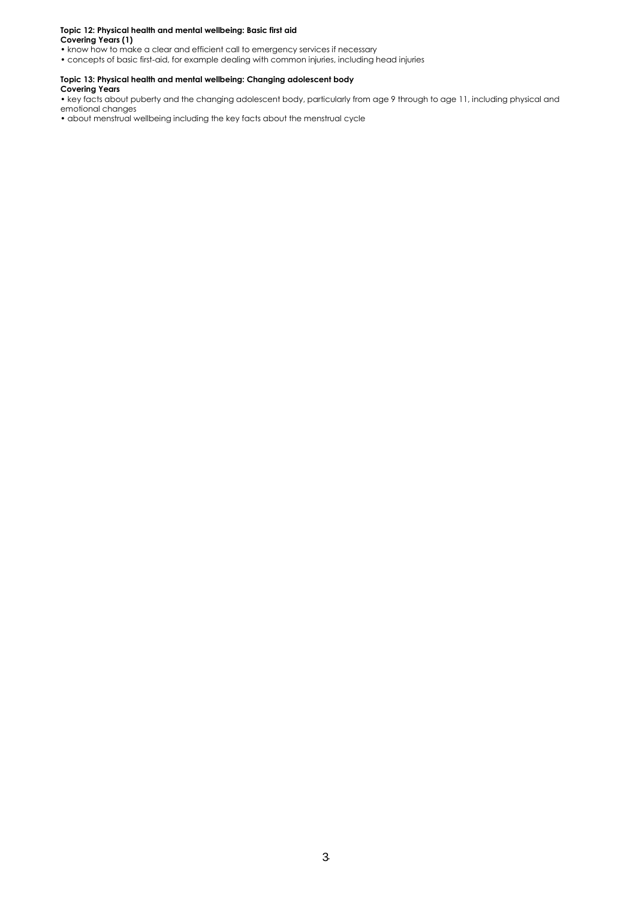**Topic 12: Physical health and mental wellbeing: Basic first aid**
**Covering Years (1)**

- know how to make a clear and efficient call to emergency services if necessary
- concepts of basic first-aid, for example dealing with common injuries, including head injuries

**Topic 13: Physical health and mental wellbeing: Changing adolescent body**
**Covering Years**

- key facts about puberty and the changing adolescent body, particularly from age 9 through to age 11, including physical and emotional changes
- about menstrual wellbeing including the key facts about the menstrual cycle